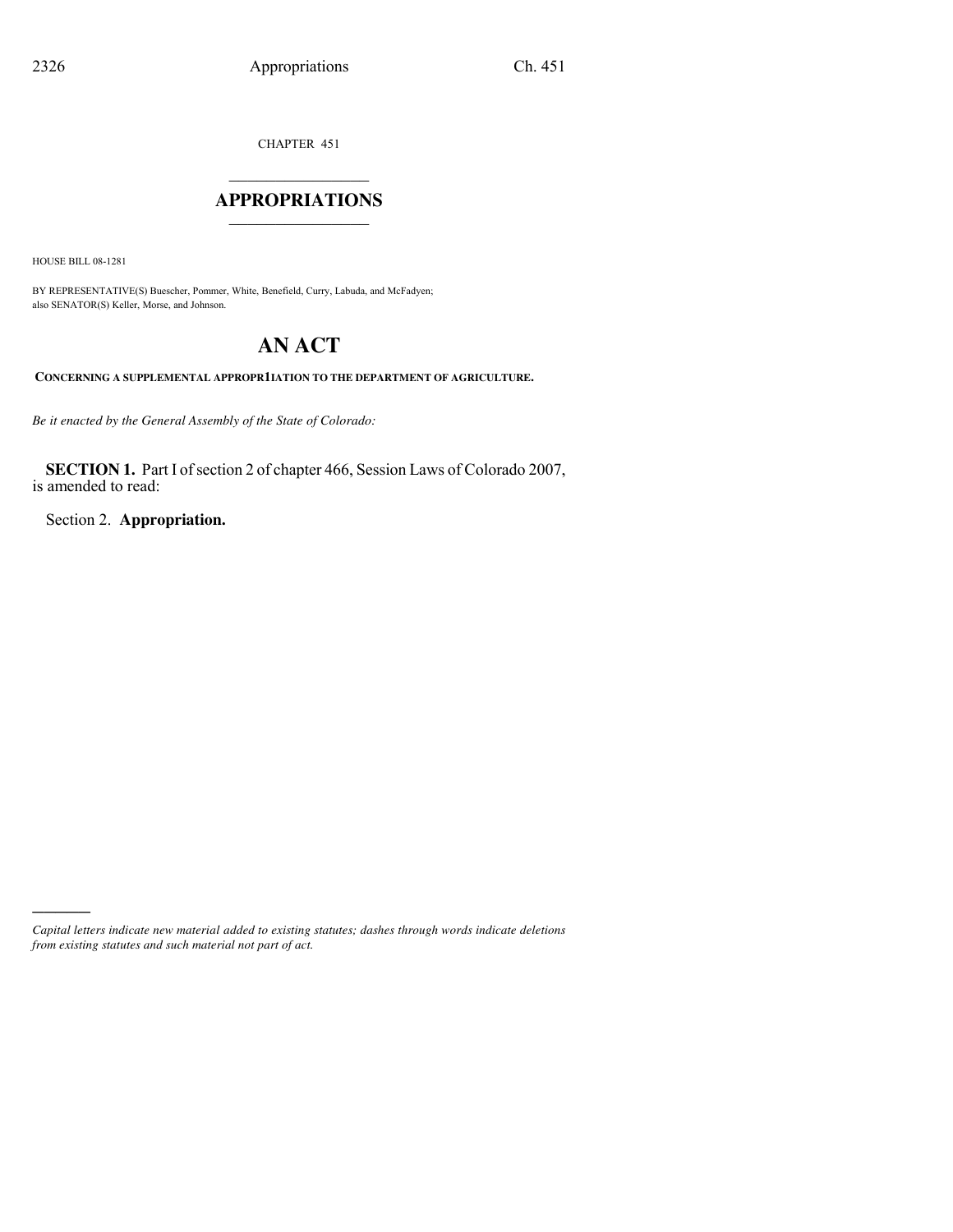CHAPTER 451

# APPROPRIATIONS

HOUSE BILL 08-1281

BY REPRESENTATIVE(S) Buescher, Pommer, White, Benefield, Curry, Labuda, and McFadyen; also SENATOR(S) Keller, Morse, and Johnson.

# AN ACT

**CONCERNING A SUPPLEMENTAL APPROPR1IATION TO THE DEPARTMENT OF AGRICULTURE.**

*Be it enacted by the General Assembly of the State of Colorado:*

**SECTION 1.** Part I of section 2 of chapter 466, Session Laws of Colorado 2007, is amended to read:

Section 2. **Appropriation.**

---

*Capital letters indicate new material added to existing statutes; dashes through words indicate deletions from existing statutes and such material not part of act.*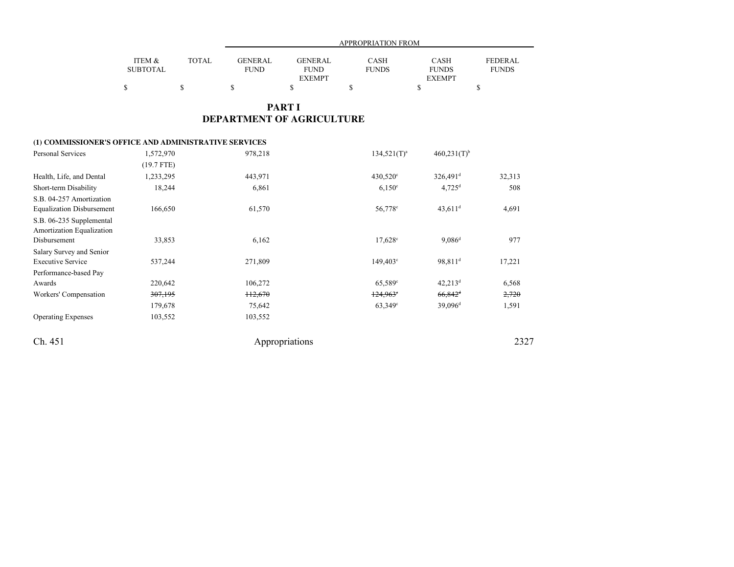| | ITEM & SUBTOTAL | TOTAL | GENERAL FUND | GENERAL FUND EXEMPT | CASH FUNDS | CASH FUNDS EXEMPT | FEDERAL FUNDS |
|---|---|---|---|---|---|---|---|
| | | | APPROPRIATION FROM | | | | |
| | $ | $ | $ | $ | $ | $ | $ |

# PART I
# DEPARTMENT OF AGRICULTURE

| | ITEM & SUBTOTAL | TOTAL | GENERAL FUND | GENERAL FUND EXEMPT | CASH FUNDS | CASH FUNDS EXEMPT | FEDERAL FUNDS |
|---|---|---|---|---|---|---|---|
| **(1) COMMISSIONER'S OFFICE AND ADMINISTRATIVE SERVICES** | | | | | | | |
| Personal Services | 1,572,970 | | 978,218 | | 134,521(T)[a] | 460,231(T)[b] | |
| | (19.7 FTE) | | | | | | |
| Health, Life, and Dental | 1,233,295 | | 443,971 | | 430,520[c] | 326,491[d] | 32,313 |
| Short-term Disability | 18,244 | | 6,861 | | 6,150[c] | 4,725[d] | 508 |
| S.B. 04-257 Amortization Equalization Disbursement | 166,650 | | 61,570 | | 56,778[c] | 43,611[d] | 4,691 |
| S.B. 06-235 Supplemental Amortization Equalization Disbursement | 33,853 | | 6,162 | | 17,628[c] | 9,086[d] | 977 |
| Salary Survey and Senior Executive Service | 537,244 | | 271,809 | | 149,403[c] | 98,811[d] | 17,221 |
| Performance-based Pay Awards | 220,642 | | 106,272 | | 65,589[c] | 42,213[d] | 6,568 |
| Workers' Compensation | ~~307,195~~ | | ~~112,670~~ | | ~~124,963~~[c] | ~~66,842~~[d] | ~~2,720~~ |
| | 179,678 | | 75,642 | | 63,349[c] | 39,096[d] | 1,591 |
| Operating Expenses | 103,552 | | 103,552 | | | | |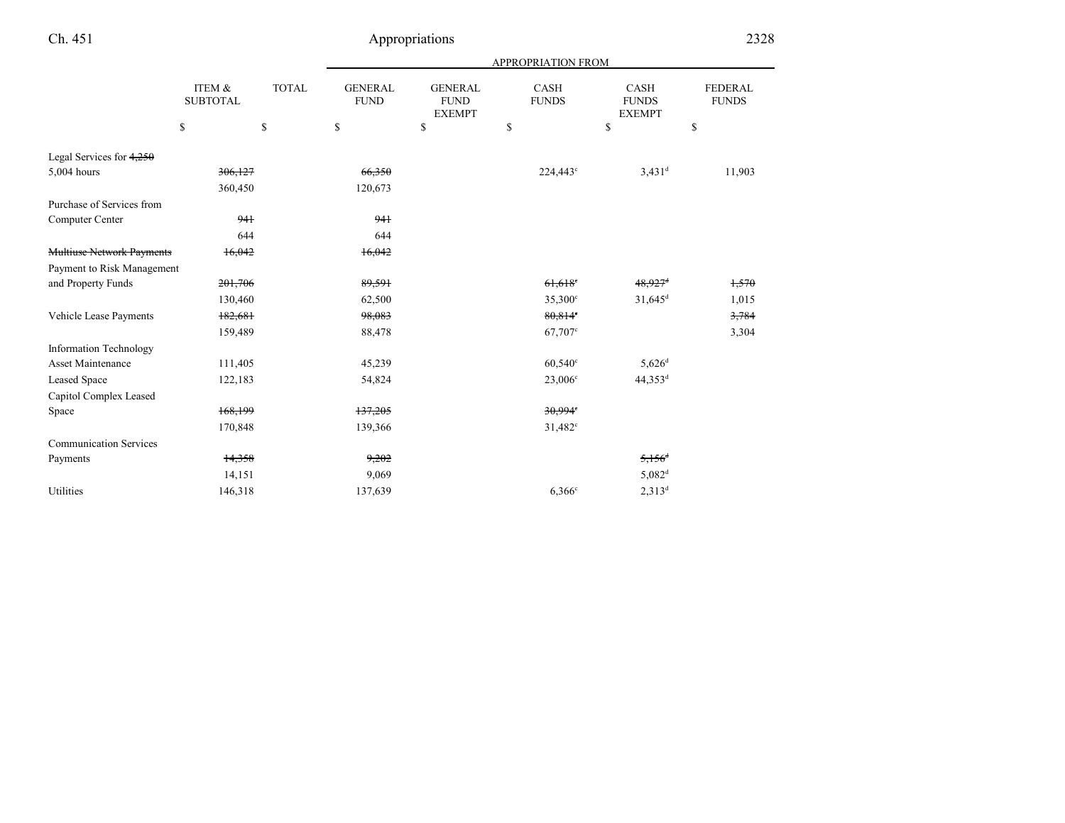| | ITEM & SUBTOTAL | TOTAL | GENERAL FUND | GENERAL FUND EXEMPT | CASH FUNDS | CASH FUNDS EXEMPT | FEDERAL FUNDS |
|---|---|---|---|---|---|---|---|
| | | | APPROPRIATION FROM | | | | |
| | $ | $ | $ | $ | $ | $ | $ |
| Legal Services for ~~4,250~~ 5,004 hours | ~~306,127~~ | | ~~66,350~~ | | 224,443[c] | 3,431[d] | 11,903 |
| | 360,450 | | 120,673 | | | | |
| Purchase of Services from Computer Center | ~~941~~ | | ~~941~~ | | | | |
| | 644 | | 644 | | | | |
| ~~Multiuse Network Payments~~ | ~~16,042~~ | | ~~16,042~~ | | | | |
| Payment to Risk Management and Property Funds | ~~201,706~~ | | ~~89,591~~ | | ~~61,618[c]~~ | ~~48,927[d]~~ | ~~1,570~~ |
| | 130,460 | | 62,500 | | 35,300[c] | 31,645[d] | 1,015 |
| Vehicle Lease Payments | ~~182,681~~ | | ~~98,083~~ | | ~~80,814[c]~~ | | ~~3,784~~ |
| | 159,489 | | 88,478 | | 67,707[c] | | 3,304 |
| Information Technology Asset Maintenance | 111,405 | | 45,239 | | 60,540[c] | 5,626[d] | |
| Leased Space | 122,183 | | 54,824 | | 23,006[c] | 44,353[d] | |
| Capitol Complex Leased Space | ~~168,199~~ | | ~~137,205~~ | | ~~30,994[c]~~ | | |
| | 170,848 | | 139,366 | | 31,482[c] | | |
| Communication Services Payments | ~~14,358~~ | | ~~9,202~~ | | | ~~5,156[d]~~ | |
| | 14,151 | | 9,069 | | | 5,082[d] | |
| Utilities | 146,318 | | 137,639 | | 6,366[c] | 2,313[d] | |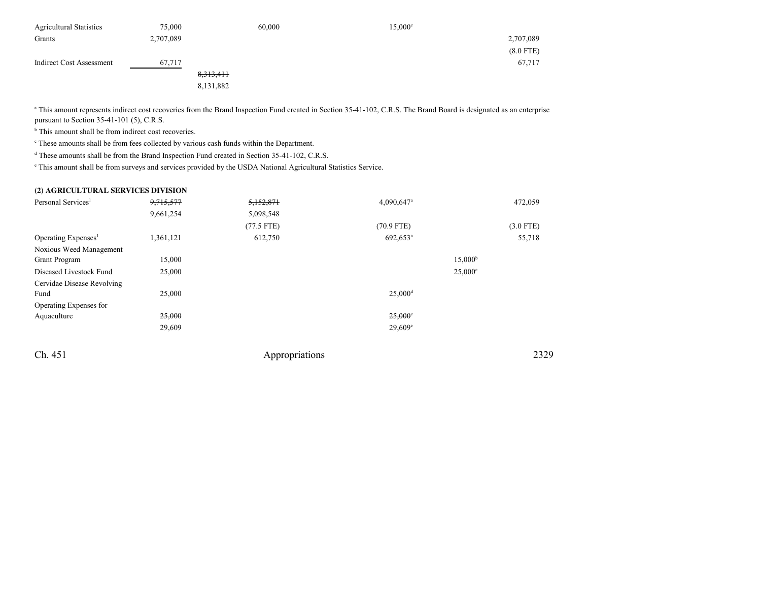| | | | | | |
|---|---|---|---|---|---|
| Agricultural Statistics | 75,000 | | 60,000 | 15,000[e] | | |
| Grants | 2,707,089 | | | | | 2,707,089 |
| | | | | | | (8.0 FTE) |
| Indirect Cost Assessment | 67,717 | | | | | 67,717 |
| | | ~~8,313,411~~ | | | | |
| | | 8,131,882 | | | | |

[a] This amount represents indirect cost recoveries from the Brand Inspection Fund created in Section 35-41-102, C.R.S. The Brand Board is designated as an enterprise pursuant to Section 35-41-101 (5), C.R.S.

[b] This amount shall be from indirect cost recoveries.

[c] These amounts shall be from fees collected by various cash funds within the Department.

[d] These amounts shall be from the Brand Inspection Fund created in Section 35-41-102, C.R.S.

[e] This amount shall be from surveys and services provided by the USDA National Agricultural Statistics Service.

**(2) AGRICULTURAL SERVICES DIVISION**

| | | | | | |
|---|---|---|---|---|---|
| Personal Services[1] | ~~9,715,577~~ | ~~5,152,871~~ | 4,090,647[a] | | 472,059 |
| | 9,661,254 | 5,098,548 | | | |
| | | (77.5 FTE) | (70.9 FTE) | | (3.0 FTE) |
| Operating Expenses[1] | 1,361,121 | 612,750 | 692,653[a] | | 55,718 |
| Noxious Weed Management Grant Program | 15,000 | | | 15,000[b] | |
| Diseased Livestock Fund | 25,000 | | | 25,000[c] | |
| Cervidae Disease Revolving Fund | 25,000 | | 25,000[d] | | |
| Operating Expenses for Aquaculture | ~~25,000~~ | | ~~25,000~~[e] | | |
| | 29,609 | | 29,609[e] | | |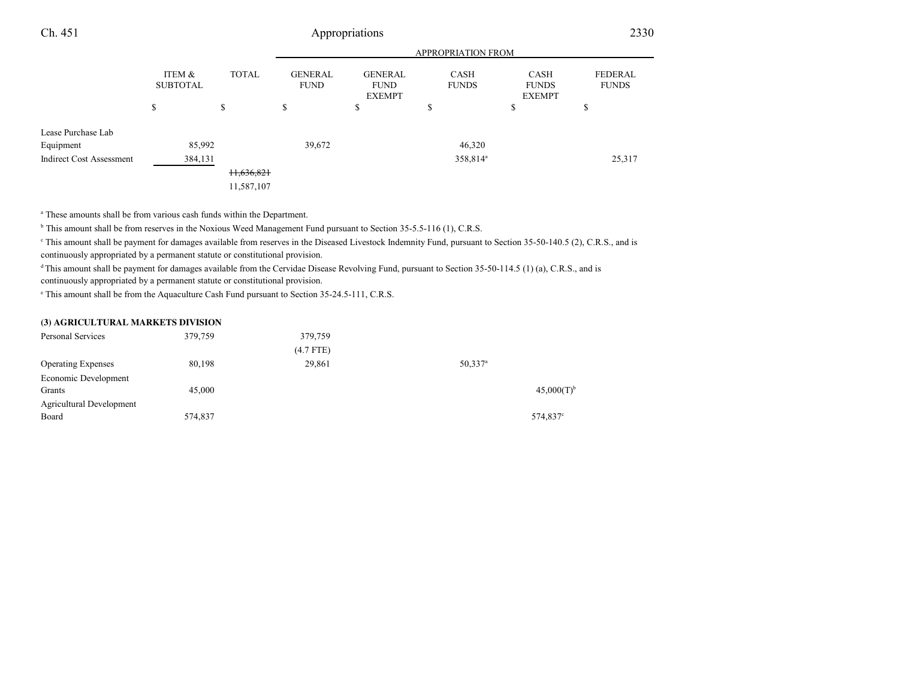| | ITEM & SUBTOTAL | TOTAL | GENERAL FUND | GENERAL FUND EXEMPT | CASH FUNDS | CASH FUNDS EXEMPT | FEDERAL FUNDS |
|---|---|---|---|---|---|---|---|
| | $ | $ | $ | $ | $ | $ | $ |
| Lease Purchase Lab Equipment | 85,992 | | 39,672 | | 46,320 | | |
| Indirect Cost Assessment | 384,131 | | | | 358,814[a] | | 25,317 |
| | | ~~11,636,821~~ | | | | | |
| | | 11,587,107 | | | | | |

[a] These amounts shall be from various cash funds within the Department.

[b] This amount shall be from reserves in the Noxious Weed Management Fund pursuant to Section 35-5.5-116 (1), C.R.S.

[c] This amount shall be payment for damages available from reserves in the Diseased Livestock Indemnity Fund, pursuant to Section 35-50-140.5 (2), C.R.S., and is continuously appropriated by a permanent statute or constitutional provision.

[d] This amount shall be payment for damages available from the Cervidae Disease Revolving Fund, pursuant to Section 35-50-114.5 (1) (a), C.R.S., and is continuously appropriated by a permanent statute or constitutional provision.

[e] This amount shall be from the Aquaculture Cash Fund pursuant to Section 35-24.5-111, C.R.S.

**(3) AGRICULTURAL MARKETS DIVISION**

| | ITEM & SUBTOTAL | TOTAL | GENERAL FUND | GENERAL FUND EXEMPT | CASH FUNDS | CASH FUNDS EXEMPT | FEDERAL FUNDS |
|---|---|---|---|---|---|---|---|
| Personal Services | 379,759 | | 379,759 | | | | |
| | | | (4.7 FTE) | | | | |
| Operating Expenses | 80,198 | | 29,861 | | 50,337[a] | | |
| Economic Development Grants | 45,000 | | | | | 45,000(T)[b] | |
| Agricultural Development Board | 574,837 | | | | | 574,837[c] | |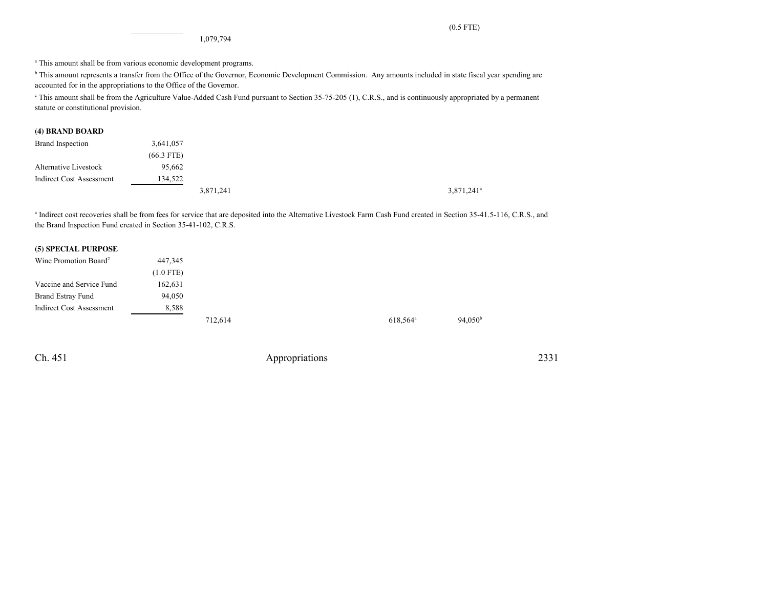| | | | | | | | |
|---|---|---|---|---|---|---|---|
| | | | | | | (0.5 FTE) | |
| | | 1,079,794 | | | | | |

[a] This amount shall be from various economic development programs.

[b] This amount represents a transfer from the Office of the Governor, Economic Development Commission. Any amounts included in state fiscal year spending are accounted for in the appropriations to the Office of the Governor.

[c] This amount shall be from the Agriculture Value-Added Cash Fund pursuant to Section 35-75-205 (1), C.R.S., and is continuously appropriated by a permanent statute or constitutional provision.

**(4) BRAND BOARD**

| | | | | | | |
|---|---|---|---|---|---|---|
| Brand Inspection | 3,641,057 | | | | | |
| | (66.3 FTE) | | | | | |
| Alternative Livestock | 95,662 | | | | | |
| Indirect Cost Assessment | 134,522 | | | | | |
| | | 3,871,241 | | | | 3,871,241[a] |

[a] Indirect cost recoveries shall be from fees for service that are deposited into the Alternative Livestock Farm Cash Fund created in Section 35-41.5-116, C.R.S., and the Brand Inspection Fund created in Section 35-41-102, C.R.S.

**(5) SPECIAL PURPOSE**

| | | | | | | |
|---|---|---|---|---|---|---|
| Wine Promotion Board[2] | 447,345 | | | | | |
| | (1.0 FTE) | | | | | |
| Vaccine and Service Fund | 162,631 | | | | | |
| Brand Estray Fund | 94,050 | | | | | |
| Indirect Cost Assessment | 8,588 | | | | | |
| | | 712,614 | | | 618,564[a] | 94,050[b] |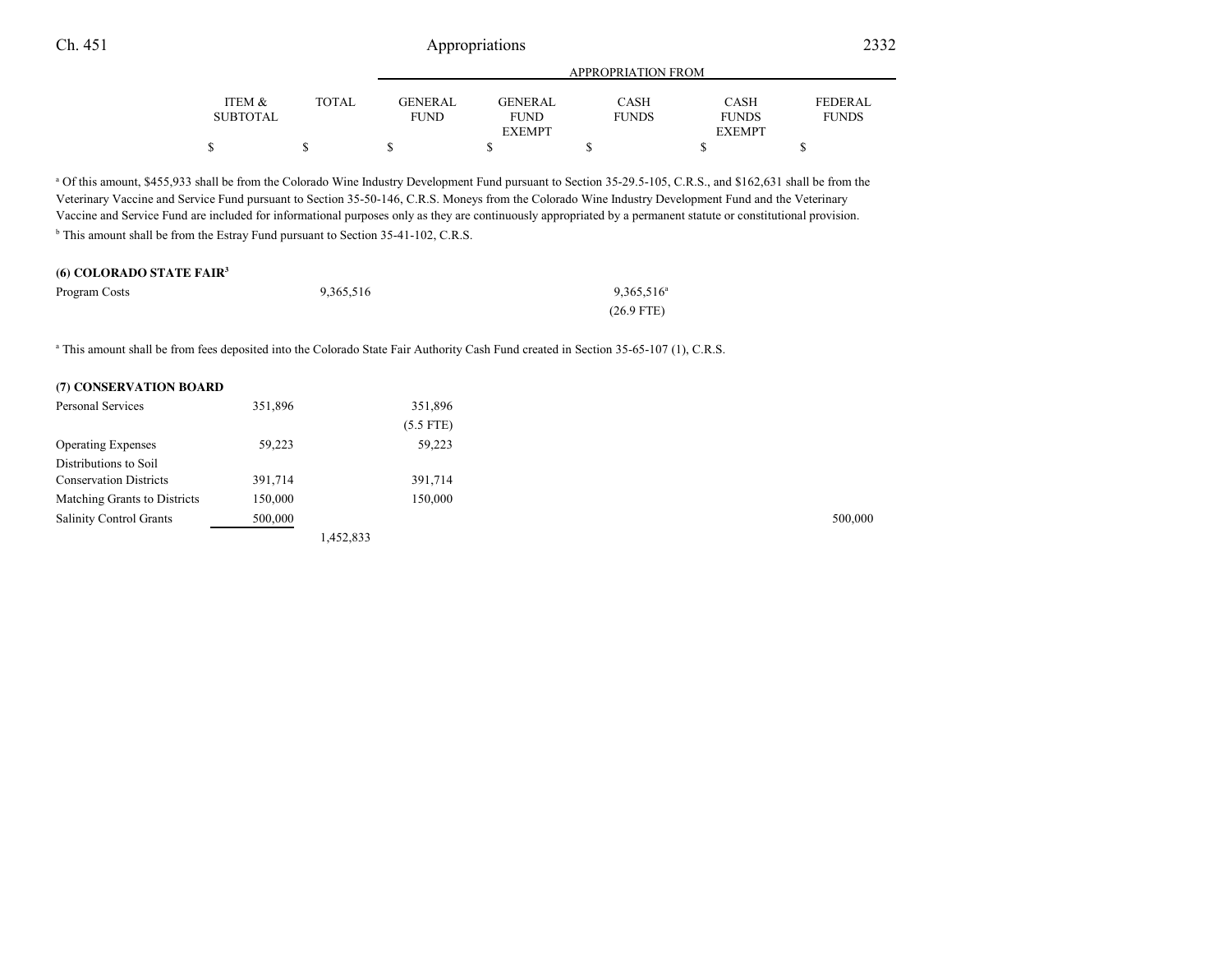| | ITEM & SUBTOTAL | TOTAL | APPROPRIATION FROM GENERAL FUND | GENERAL FUND EXEMPT | CASH FUNDS | CASH FUNDS EXEMPT | FEDERAL FUNDS |
|---|---|---|---|---|---|---|---|
| | $ | $ | $ | $ | $ | $ | $ |

[a] Of this amount, $455,933 shall be from the Colorado Wine Industry Development Fund pursuant to Section 35-29.5-105, C.R.S., and $162,631 shall be from the Veterinary Vaccine and Service Fund pursuant to Section 35-50-146, C.R.S. Moneys from the Colorado Wine Industry Development Fund and the Veterinary Vaccine and Service Fund are included for informational purposes only as they are continuously appropriated by a permanent statute or constitutional provision.

[b] This amount shall be from the Estray Fund pursuant to Section 35-41-102, C.R.S.

**(6) COLORADO STATE FAIR**[3]

| | ITEM & SUBTOTAL | TOTAL | GENERAL FUND | GENERAL FUND EXEMPT | CASH FUNDS | CASH FUNDS EXEMPT | FEDERAL FUNDS |
|---|---|---|---|---|---|---|---|
| Program Costs | | 9,365,516 | | | 9,365,516[a] | | |
| | | | | | (26.9 FTE) | | |

[a] This amount shall be from fees deposited into the Colorado State Fair Authority Cash Fund created in Section 35-65-107 (1), C.R.S.

**(7) CONSERVATION BOARD**

| | ITEM & SUBTOTAL | TOTAL | GENERAL FUND | GENERAL FUND EXEMPT | CASH FUNDS | CASH FUNDS EXEMPT | FEDERAL FUNDS |
|---|---|---|---|---|---|---|---|
| Personal Services | 351,896 | | 351,896 | | | | |
| | | | (5.5 FTE) | | | | |
| Operating Expenses | 59,223 | | 59,223 | | | | |
| Distributions to Soil Conservation Districts | 391,714 | | 391,714 | | | | |
| Matching Grants to Districts | 150,000 | | 150,000 | | | | |
| Salinity Control Grants | 500,000 | | | | | | 500,000 |
| | | 1,452,833 | | | | | |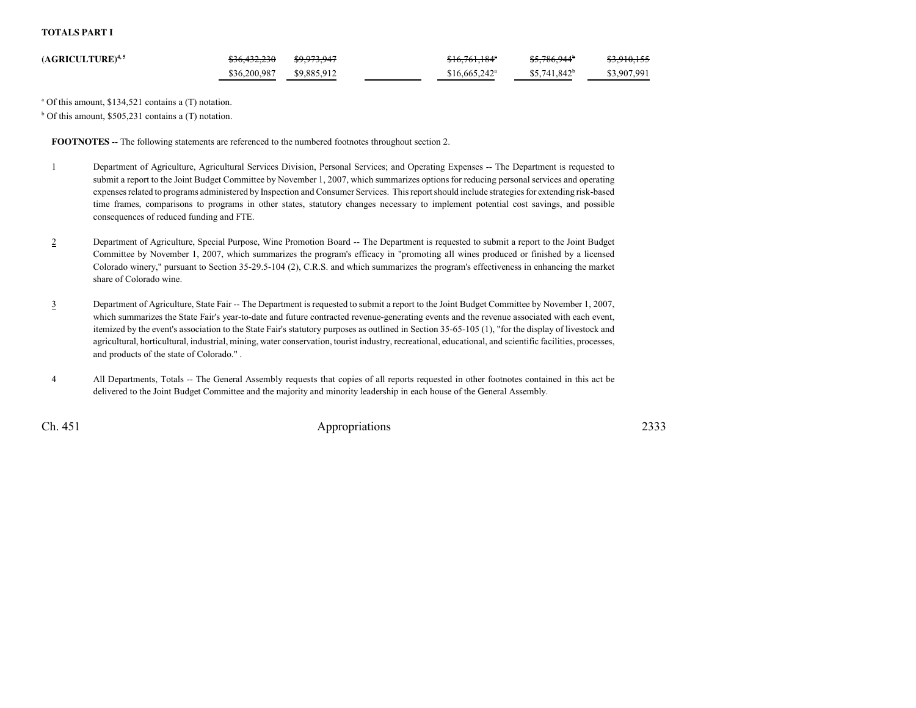**TOTALS PART I**

| | | | | | | |
|---|---|---|---|---|---|---|
| **(AGRICULTURE)**[4, 5] | ~~$36,432,230~~ | ~~$9,973,947~~ | | ~~$16,761,184~~[a] | ~~$5,786,944~~[b] | ~~$3,910,155~~ |
| | $36,200,987 | $9,885,912 | | $16,665,242[a] | $5,741,842[b] | $3,907,991 |

[a] Of this amount, $134,521 contains a (T) notation.

[b] Of this amount, $505,231 contains a (T) notation.

**FOOTNOTES** -- The following statements are referenced to the numbered footnotes throughout section 2.

1 Department of Agriculture, Agricultural Services Division, Personal Services; and Operating Expenses -- The Department is requested to submit a report to the Joint Budget Committee by November 1, 2007, which summarizes options for reducing personal services and operating expenses related to programs administered by Inspection and Consumer Services. This report should include strategies for extending risk-based time frames, comparisons to programs in other states, statutory changes necessary to implement potential cost savings, and possible consequences of reduced funding and FTE.

2 Department of Agriculture, Special Purpose, Wine Promotion Board -- The Department is requested to submit a report to the Joint Budget Committee by November 1, 2007, which summarizes the program's efficacy in "promoting all wines produced or finished by a licensed Colorado winery," pursuant to Section 35-29.5-104 (2), C.R.S. and which summarizes the program's effectiveness in enhancing the market share of Colorado wine.

3 Department of Agriculture, State Fair -- The Department is requested to submit a report to the Joint Budget Committee by November 1, 2007, which summarizes the State Fair's year-to-date and future contracted revenue-generating events and the revenue associated with each event, itemized by the event's association to the State Fair's statutory purposes as outlined in Section 35-65-105 (1), "for the display of livestock and agricultural, horticultural, industrial, mining, water conservation, tourist industry, recreational, educational, and scientific facilities, processes, and products of the state of Colorado." .

4 All Departments, Totals -- The General Assembly requests that copies of all reports requested in other footnotes contained in this act be delivered to the Joint Budget Committee and the majority and minority leadership in each house of the General Assembly.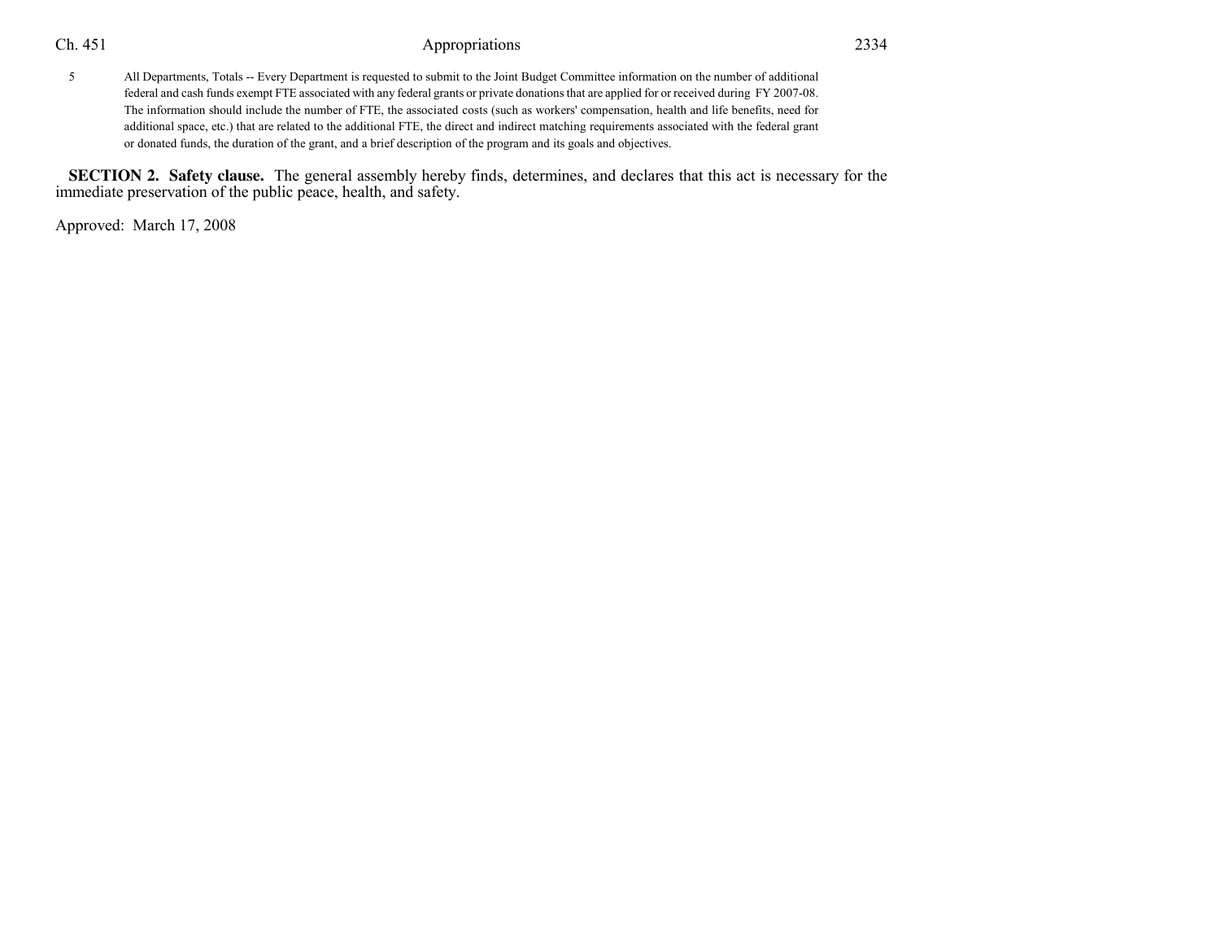5 All Departments, Totals -- Every Department is requested to submit to the Joint Budget Committee information on the number of additional federal and cash funds exempt FTE associated with any federal grants or private donations that are applied for or received during FY 2007-08. The information should include the number of FTE, the associated costs (such as workers' compensation, health and life benefits, need for additional space, etc.) that are related to the additional FTE, the direct and indirect matching requirements associated with the federal grant or donated funds, the duration of the grant, and a brief description of the program and its goals and objectives.

**SECTION 2. Safety clause.** The general assembly hereby finds, determines, and declares that this act is necessary for the immediate preservation of the public peace, health, and safety.

Approved: March 17, 2008